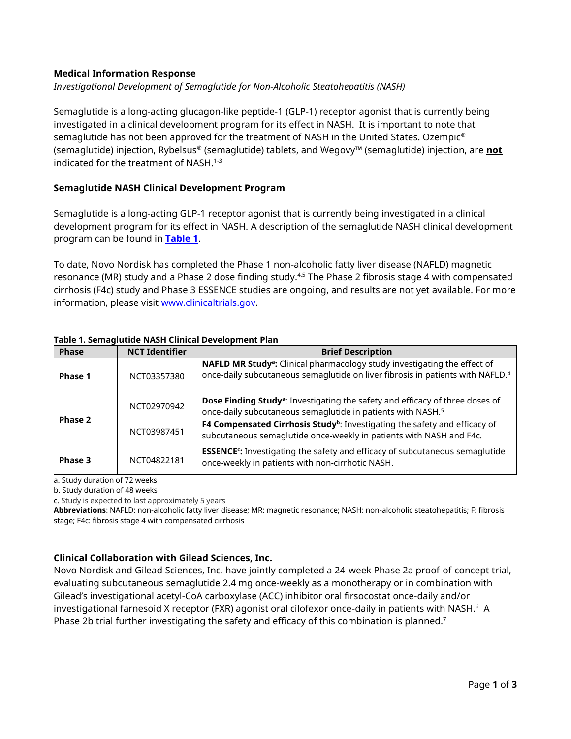**Medical Information Response**

*Investigational Development of Semaglutide for Non-Alcoholic Steatohepatitis (NASH)*

Semaglutide is a long-acting glucagon-like peptide-1 (GLP-1) receptor agonist that is currently being investigated in a clinical development program for its effect in NASH. It is important to note that semaglutide has not been approved for the treatment of NASH in the United States. Ozempic® (semaglutide) injection, Rybelsus® (semaglutide) tablets, and Wegovy™ (semaglutide) injection, are **not** indicated for the treatment of NASH.[1-3]

### Semaglutide NASH Clinical Development Program

Semaglutide is a long-acting GLP-1 receptor agonist that is currently being investigated in a clinical development program for its effect in NASH. A description of the semaglutide NASH clinical development program can be found in **Table 1**.

To date, Novo Nordisk has completed the Phase 1 non-alcoholic fatty liver disease (NAFLD) magnetic resonance (MR) study and a Phase 2 dose finding study.[4,5] The Phase 2 fibrosis stage 4 with compensated cirrhosis (F4c) study and Phase 3 ESSENCE studies are ongoing, and results are not yet available. For more information, please visit www.clinicaltrials.gov.

**Table 1. Semaglutide NASH Clinical Development Plan**

| Phase | NCT Identifier | Brief Description |
|---|---|---|
| **Phase 1** | NCT03357380 | **NAFLD MR Study[a]:** Clinical pharmacology study investigating the effect of once-daily subcutaneous semaglutide on liver fibrosis in patients with NAFLD.[4] |
| **Phase 2** | NCT02970942 | **Dose Finding Study[a]**: Investigating the safety and efficacy of three doses of once-daily subcutaneous semaglutide in patients with NASH.[5] |
| | NCT03987451 | **F4 Compensated Cirrhosis Study[b]**: Investigating the safety and efficacy of subcutaneous semaglutide once-weekly in patients with NASH and F4c. |
| **Phase 3** | NCT04822181 | **ESSENCE[c]:** Investigating the safety and efficacy of subcutaneous semaglutide once-weekly in patients with non-cirrhotic NASH. |

a. Study duration of 72 weeks
b. Study duration of 48 weeks
c. Study is expected to last approximately 5 years
**Abbreviations**: NAFLD: non-alcoholic fatty liver disease; MR: magnetic resonance; NASH: non-alcoholic steatohepatitis; F: fibrosis stage; F4c: fibrosis stage 4 with compensated cirrhosis

### Clinical Collaboration with Gilead Sciences, Inc.

Novo Nordisk and Gilead Sciences, Inc. have jointly completed a 24-week Phase 2a proof-of-concept trial, evaluating subcutaneous semaglutide 2.4 mg once-weekly as a monotherapy or in combination with Gilead's investigational acetyl-CoA carboxylase (ACC) inhibitor oral firsocostat once-daily and/or investigational farnesoid X receptor (FXR) agonist oral cilofexor once-daily in patients with NASH.[6] A Phase 2b trial further investigating the safety and efficacy of this combination is planned.[7]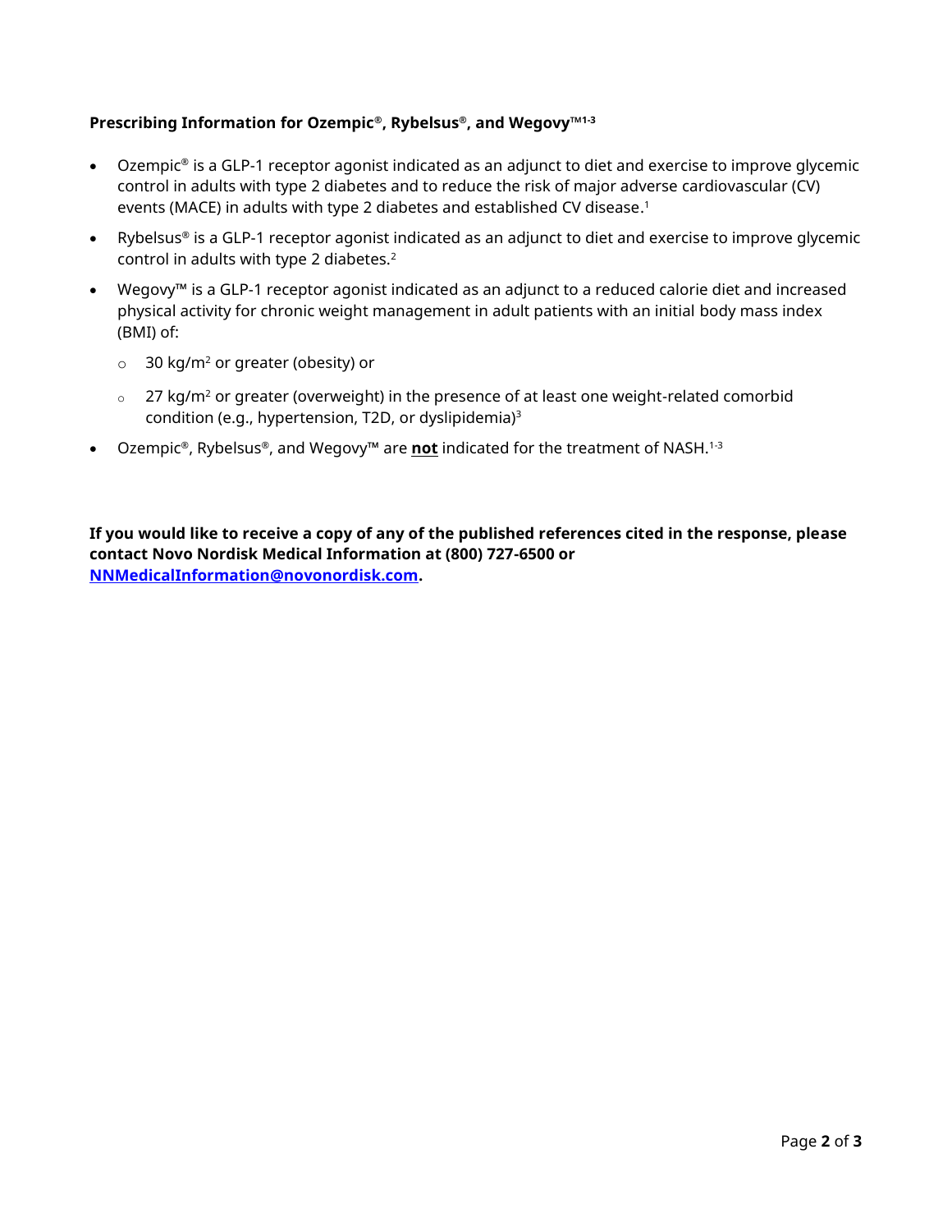**Prescribing Information for Ozempic®, Rybelsus®, and Wegovy™[1-3]**

- Ozempic® is a GLP-1 receptor agonist indicated as an adjunct to diet and exercise to improve glycemic control in adults with type 2 diabetes and to reduce the risk of major adverse cardiovascular (CV) events (MACE) in adults with type 2 diabetes and established CV disease.[1]
- Rybelsus® is a GLP-1 receptor agonist indicated as an adjunct to diet and exercise to improve glycemic control in adults with type 2 diabetes.[2]
- Wegovy™ is a GLP-1 receptor agonist indicated as an adjunct to a reduced calorie diet and increased physical activity for chronic weight management in adult patients with an initial body mass index (BMI) of:
  - 30 $kg/m^2$ or greater (obesity) or
  - 27 $kg/m^2$ or greater (overweight) in the presence of at least one weight-related comorbid condition (e.g., hypertension, T2D, or dyslipidemia)[3]
- Ozempic®, Rybelsus®, and Wegovy™ are **not** indicated for the treatment of NASH.[1-3]

**If you would like to receive a copy of any of the published references cited in the response, please contact Novo Nordisk Medical Information at (800) 727-6500 or [NNMedicalInformation@novonordisk.com](mailto:NNMedicalInformation@novonordisk.com).**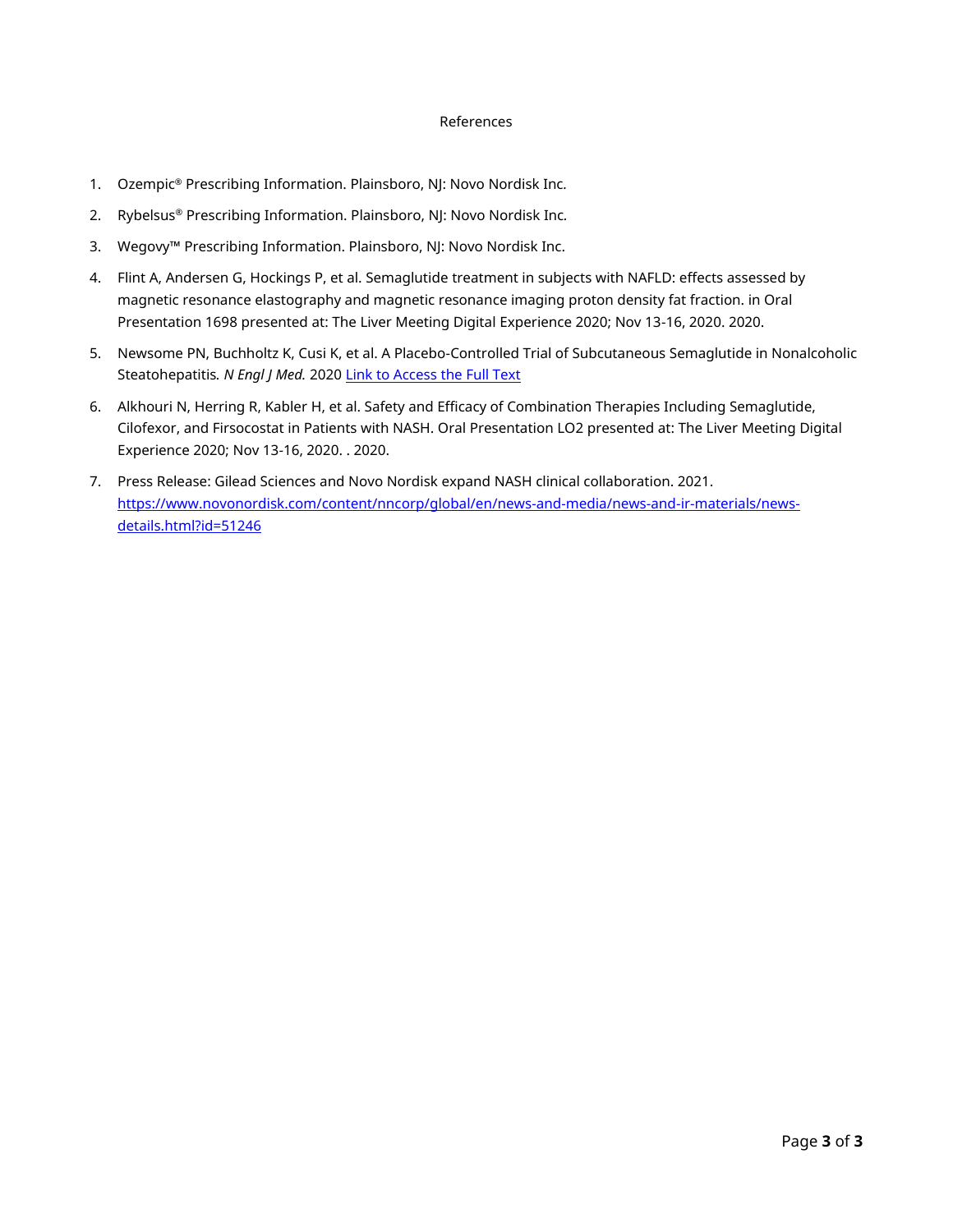# References

1. Ozempic® Prescribing Information. Plainsboro, NJ: Novo Nordisk Inc.
2. Rybelsus® Prescribing Information. Plainsboro, NJ: Novo Nordisk Inc.
3. Wegovy™ Prescribing Information. Plainsboro, NJ: Novo Nordisk Inc.
4. Flint A, Andersen G, Hockings P, et al. Semaglutide treatment in subjects with NAFLD: effects assessed by magnetic resonance elastography and magnetic resonance imaging proton density fat fraction. in Oral Presentation 1698 presented at: The Liver Meeting Digital Experience 2020; Nov 13-16, 2020. 2020.
5. Newsome PN, Buchholtz K, Cusi K, et al. A Placebo-Controlled Trial of Subcutaneous Semaglutide in Nonalcoholic Steatohepatitis. *N Engl J Med.* 2020 Link to Access the Full Text
6. Alkhouri N, Herring R, Kabler H, et al. Safety and Efficacy of Combination Therapies Including Semaglutide, Cilofexor, and Firsocostat in Patients with NASH. Oral Presentation LO2 presented at: The Liver Meeting Digital Experience 2020; Nov 13-16, 2020. . 2020.
7. Press Release: Gilead Sciences and Novo Nordisk expand NASH clinical collaboration. 2021. https://www.novonordisk.com/content/nncorp/global/en/news-and-media/news-and-ir-materials/news-details.html?id=51246